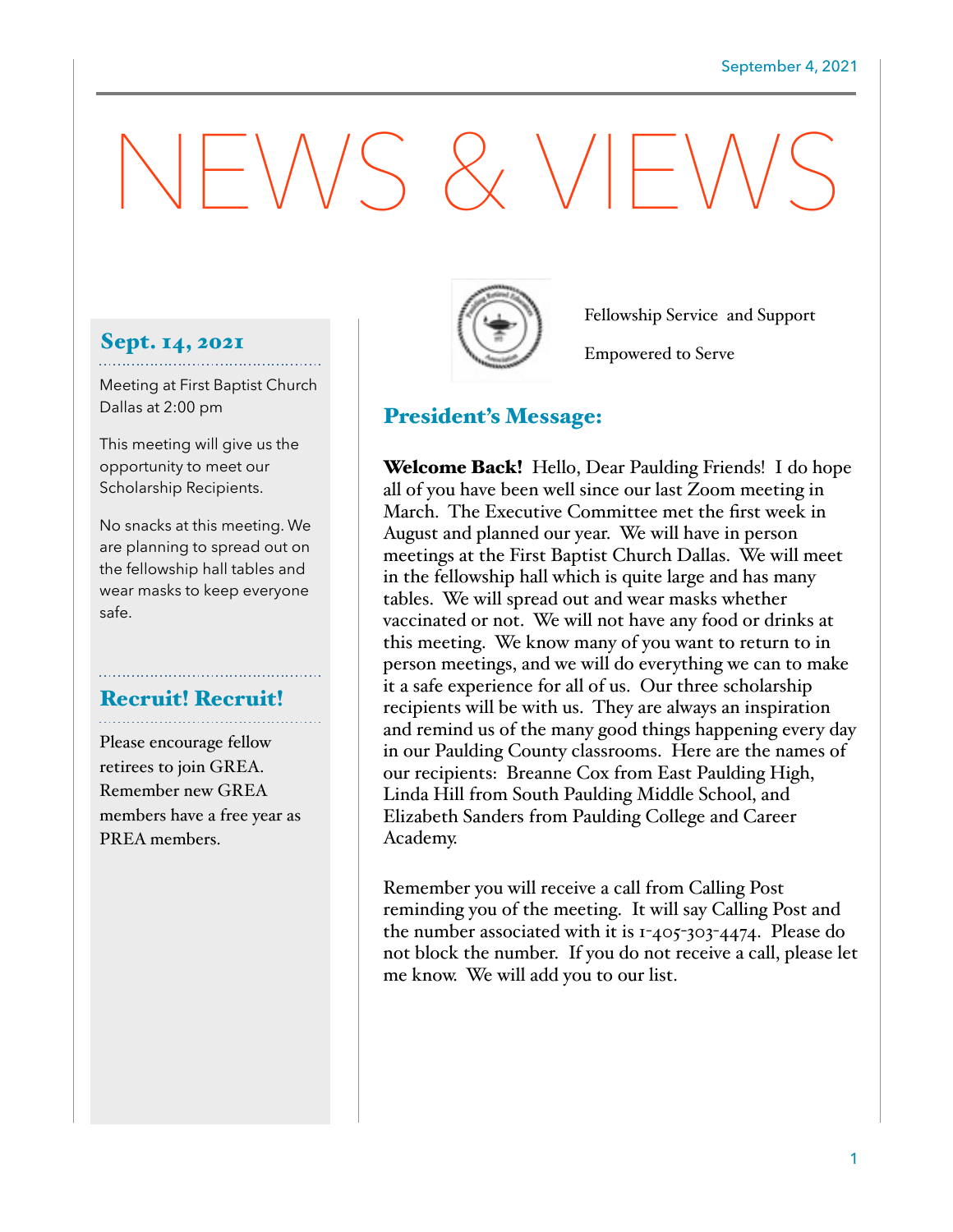September 4, 2021

# NEWS & VIEWS

## Sept. 14, 2021

Meeting at First Baptist Church Dallas at 2:00 pm

This meeting will give us the opportunity to meet our Scholarship Recipients.

No snacks at this meeting. We are planning to spread out on the fellowship hall tables and wear masks to keep everyone safe.

## Recruit! Recruit!

Please encourage fellow retirees to join GREA. Remember new GREA members have a free year as PREA members.

Fellowship Service and Support

Empowered to Serve

## President's Message:

**Welcome Back!** Hello, Dear Paulding Friends! I do hope all of you have been well since our last Zoom meeting in March. The Executive Committee met the first week in August and planned our year. We will have in person meetings at the First Baptist Church Dallas. We will meet in the fellowship hall which is quite large and has many tables. We will spread out and wear masks whether vaccinated or not. We will not have any food or drinks at this meeting. We know many of you want to return to in person meetings, and we will do everything we can to make it a safe experience for all of us. Our three scholarship recipients will be with us. They are always an inspiration and remind us of the many good things happening every day in our Paulding County classrooms. Here are the names of our recipients: Breanne Cox from East Paulding High, Linda Hill from South Paulding Middle School, and Elizabeth Sanders from Paulding College and Career Academy.

Remember you will receive a call from Calling Post reminding you of the meeting. It will say Calling Post and the number associated with it is 1-405-303-4474. Please do not block the number. If you do not receive a call, please let me know. We will add you to our list.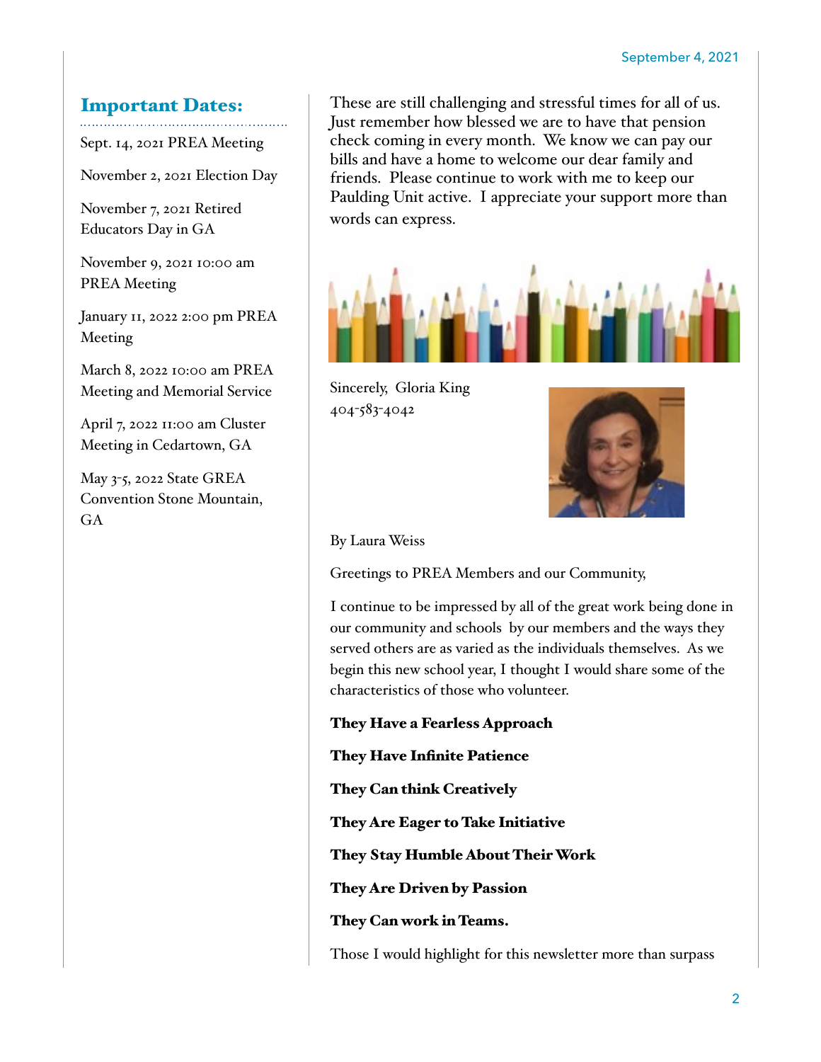## Important Dates:

Sept. 14, 2021 PREA Meeting

November 2, 2021 Election Day

November 7, 2021 Retired Educators Day in GA

November 9, 2021 10:00 am PREA Meeting

January 11, 2022 2:00 pm PREA Meeting

March 8, 2022 10:00 am PREA Meeting and Memorial Service

April 7, 2022 11:00 am Cluster Meeting in Cedartown, GA

May 3-5, 2022 State GREA Convention Stone Mountain, GA

These are still challenging and stressful times for all of us. Just remember how blessed we are to have that pension check coming in every month. We know we can pay our bills and have a home to welcome our dear family and friends. Please continue to work with me to keep our Paulding Unit active. I appreciate your support more than words can express.

Sincerely, Gloria King
404-583-4042

By Laura Weiss

Greetings to PREA Members and our Community,

I continue to be impressed by all of the great work being done in our community and schools by our members and the ways they served others are as varied as the individuals themselves. As we begin this new school year, I thought I would share some of the characteristics of those who volunteer.

**They Have a Fearless Approach**

**They Have Infinite Patience**

**They Can think Creatively**

**They Are Eager to Take Initiative**

**They Stay Humble About Their Work**

**They Are Driven by Passion**

**They Can work in Teams.**

Those I would highlight for this newsletter more than surpass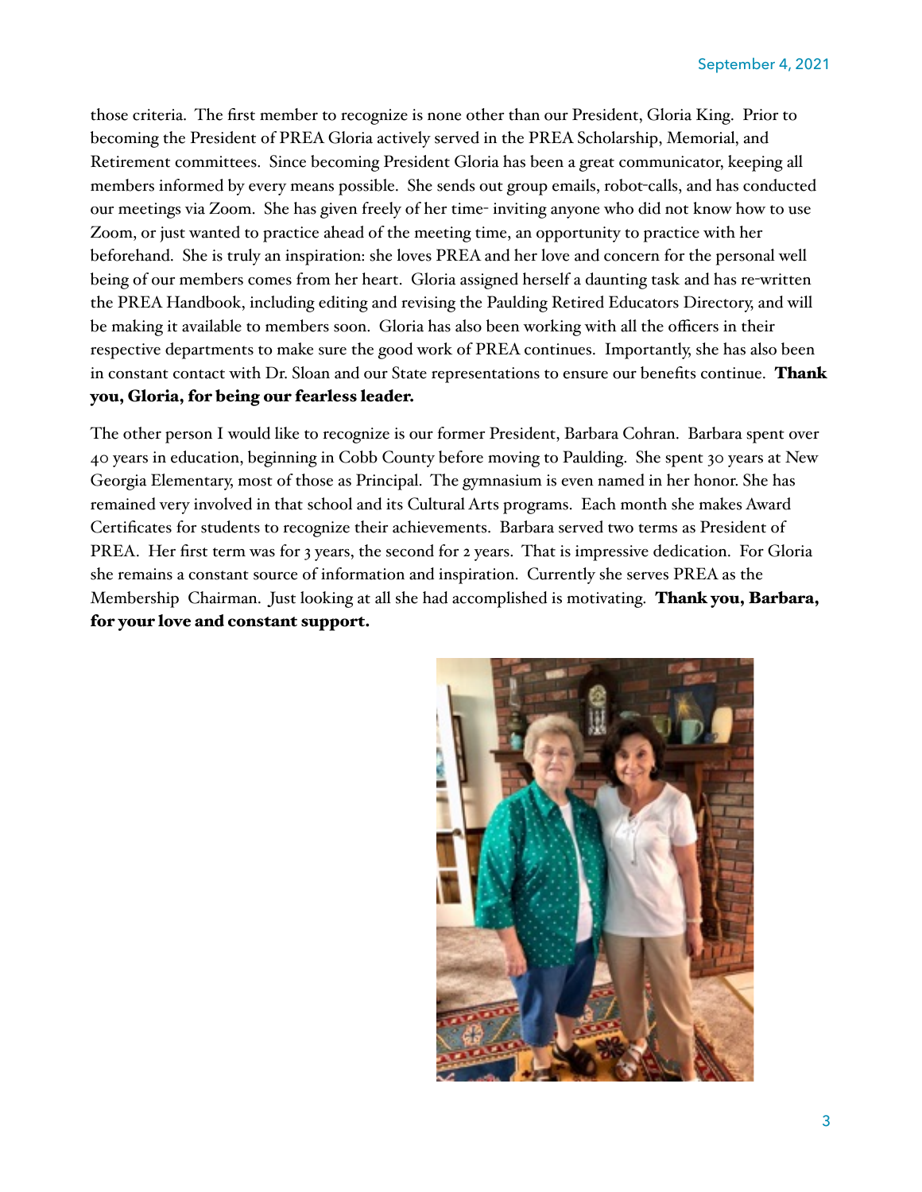those criteria. The first member to recognize is none other than our President, Gloria King. Prior to becoming the President of PREA Gloria actively served in the PREA Scholarship, Memorial, and Retirement committees. Since becoming President Gloria has been a great communicator, keeping all members informed by every means possible. She sends out group emails, robot-calls, and has conducted our meetings via Zoom. She has given freely of her time- inviting anyone who did not know how to use Zoom, or just wanted to practice ahead of the meeting time, an opportunity to practice with her beforehand. She is truly an inspiration: she loves PREA and her love and concern for the personal well being of our members comes from her heart. Gloria assigned herself a daunting task and has re-written the PREA Handbook, including editing and revising the Paulding Retired Educators Directory, and will be making it available to members soon. Gloria has also been working with all the officers in their respective departments to make sure the good work of PREA continues. Importantly, she has also been in constant contact with Dr. Sloan and our State representations to ensure our benefits continue. **Thank you, Gloria, for being our fearless leader.**

The other person I would like to recognize is our former President, Barbara Cohran. Barbara spent over 40 years in education, beginning in Cobb County before moving to Paulding. She spent 30 years at New Georgia Elementary, most of those as Principal. The gymnasium is even named in her honor. She has remained very involved in that school and its Cultural Arts programs. Each month she makes Award Certificates for students to recognize their achievements. Barbara served two terms as President of PREA. Her first term was for 3 years, the second for 2 years. That is impressive dedication. For Gloria she remains a constant source of information and inspiration. Currently she serves PREA as the Membership Chairman. Just looking at all she had accomplished is motivating. **Thank you, Barbara, for your love and constant support.**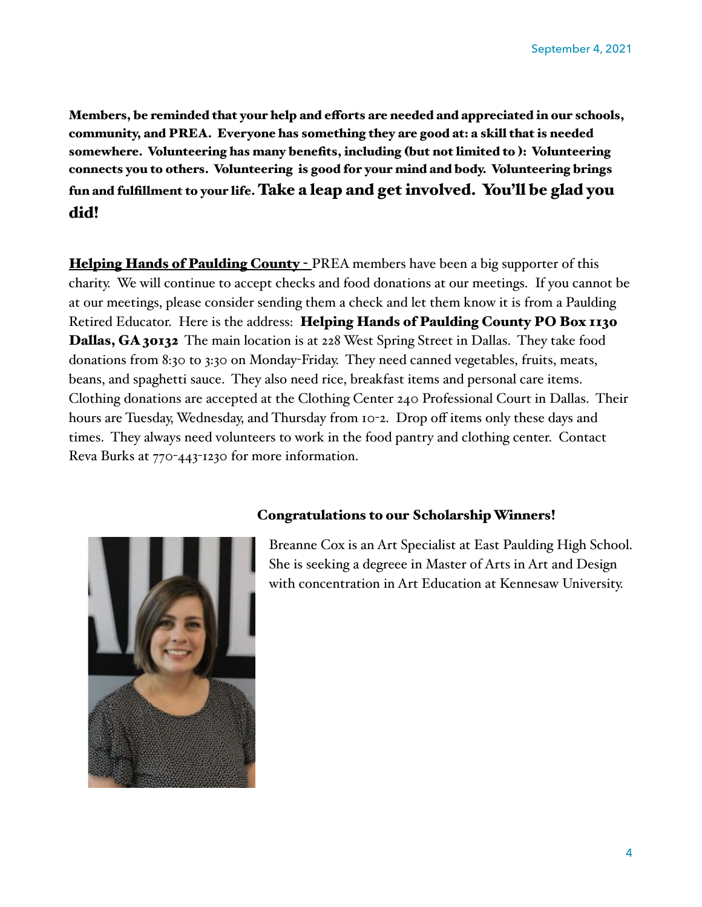**Members, be reminded that your help and efforts are needed and appreciated in our schools, community, and PREA. Everyone has something they are good at: a skill that is needed somewhere. Volunteering has many benefits, including (but not limited to ): Volunteering connects you to others. Volunteering is good for your mind and body. Volunteering brings fun and fulfillment to your life. Take a leap and get involved. You'll be glad you did!**

**Helping Hands of Paulding County** - PREA members have been a big supporter of this charity. We will continue to accept checks and food donations at our meetings. If you cannot be at our meetings, please consider sending them a check and let them know it is from a Paulding Retired Educator. Here is the address: **Helping Hands of Paulding County PO Box 1130 Dallas, GA 30132** The main location is at 228 West Spring Street in Dallas. They take food donations from 8:30 to 3:30 on Monday-Friday. They need canned vegetables, fruits, meats, beans, and spaghetti sauce. They also need rice, breakfast items and personal care items. Clothing donations are accepted at the Clothing Center 240 Professional Court in Dallas. Their hours are Tuesday, Wednesday, and Thursday from 10-2. Drop off items only these days and times. They always need volunteers to work in the food pantry and clothing center. Contact Reva Burks at 770-443-1230 for more information.

**Congratulations to our Scholarship Winners!**

Breanne Cox is an Art Specialist at East Paulding High School. She is seeking a degreee in Master of Arts in Art and Design with concentration in Art Education at Kennesaw University.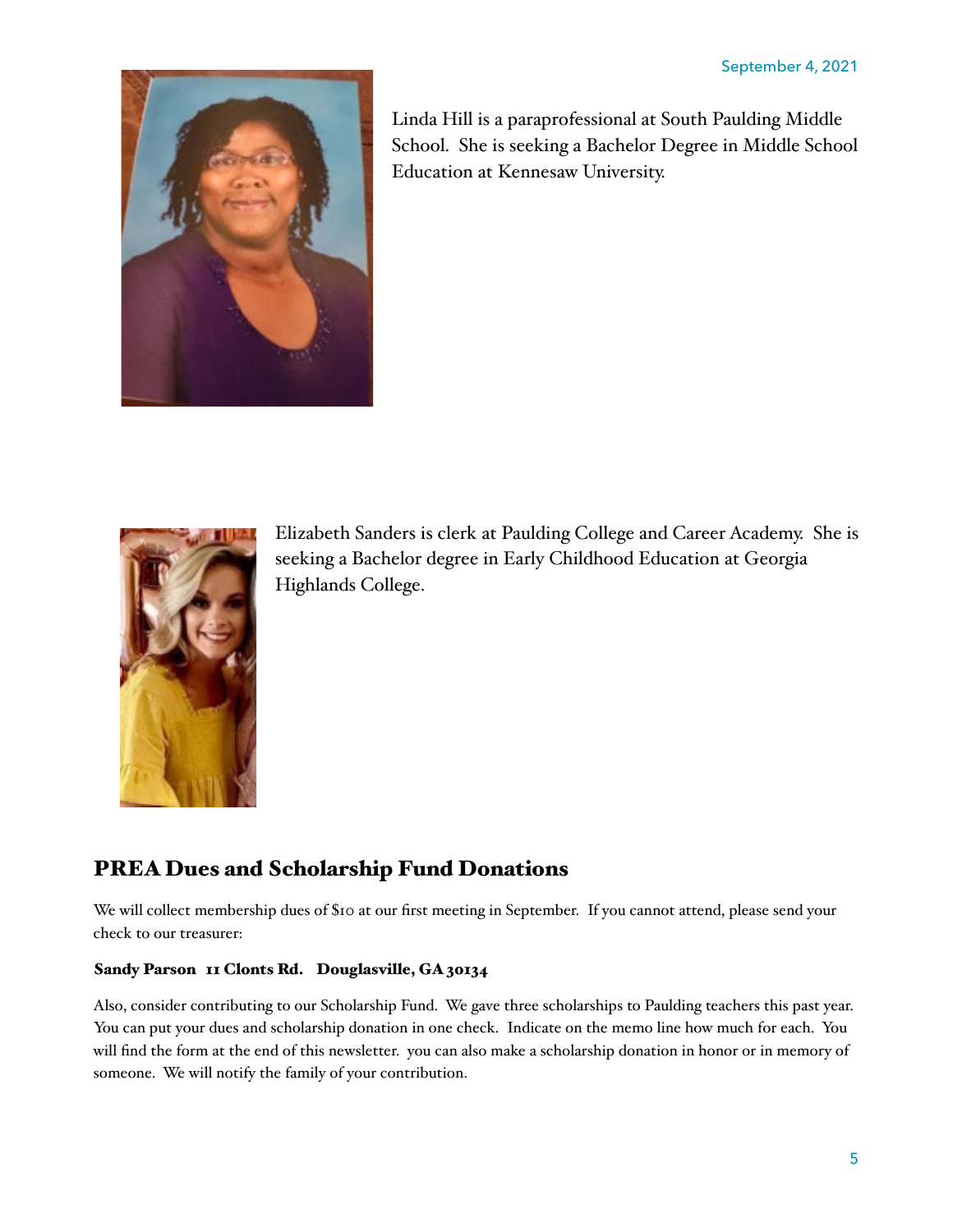Linda Hill is a paraprofessional at South Paulding Middle School. She is seeking a Bachelor Degree in Middle School Education at Kennesaw University.

Elizabeth Sanders is clerk at Paulding College and Career Academy. She is seeking a Bachelor degree in Early Childhood Education at Georgia Highlands College.

## PREA Dues and Scholarship Fund Donations

We will collect membership dues of $10 at our first meeting in September. If you cannot attend, please send your check to our treasurer:

**Sandy Parson 11 Clonts Rd. Douglasville, GA 30134**

Also, consider contributing to our Scholarship Fund. We gave three scholarships to Paulding teachers this past year. You can put your dues and scholarship donation in one check. Indicate on the memo line how much for each. You will find the form at the end of this newsletter. you can also make a scholarship donation in honor or in memory of someone. We will notify the family of your contribution.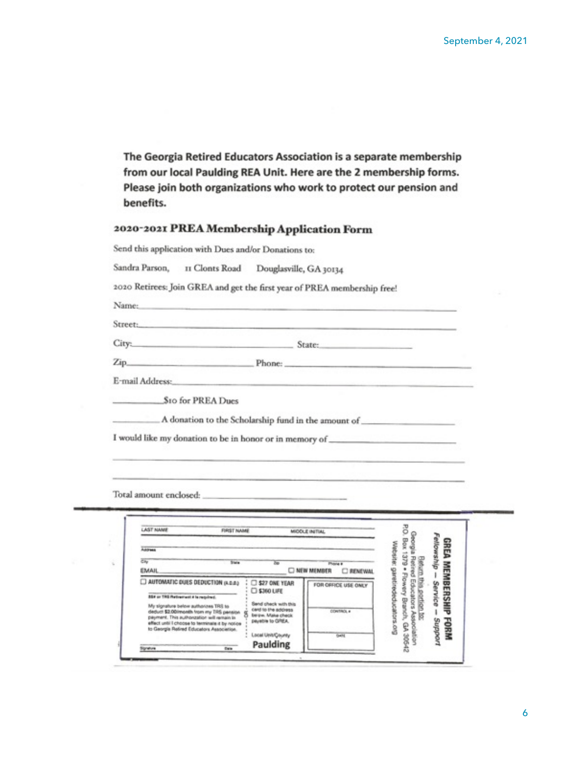**The Georgia Retired Educators Association is a separate membership from our local Paulding REA Unit. Here are the 2 membership forms. Please join both organizations who work to protect our pension and benefits.**

## 2020-2021 PREA Membership Application Form

Send this application with Dues and/or Donations to:

Sandra Parson, 11 Clonts Road Douglasville, GA 30134

2020 Retirees: Join GREA and get the first year of PREA membership free!

Name: ____________________

Street: ____________________

City: ____________________ State: ____________________

Zip ____________________ Phone: ____________________

E-mail Address: ____________________

__________ $10 for PREA Dues

__________ A donation to the Scholarship fund in the amount of __________

I would like my donation to be in honor or in memory of __________

Total amount enclosed: __________

---

**GREA MEMBERSHIP FORM**

*Fellowship — Service — Support*

Return this portion to:
Georgia Retired Educators Association
P.O. Box 1379 • Flowery Branch, GA 30542
Website: garetirededucators.org

LAST NAME ____ FIRST NAME ____ MIDDLE INITIAL ____

Address ____

City ____ State ____ Zip ____ Phone # ____

EMAIL ____ ☐ NEW MEMBER ☐ RENEWAL

☐ AUTOMATIC DUES DEDUCTION (A.D.D.)

SS# or TRS Retirement # is required.

My signature below authorizes TRS to deduct $2.00/month from my TRS pension payment. This authorization will remain in effect until I choose to terminate it by notice to Georgia Retired Educators Association.

Signature ____ Date ____

☐ $27 ONE YEAR
☐ $360 LIFE

Send check with this card to the address below. Make check payable to GREA.

Local Unit/County: Paulding

FOR OFFICE USE ONLY

CONTROL #

DATE